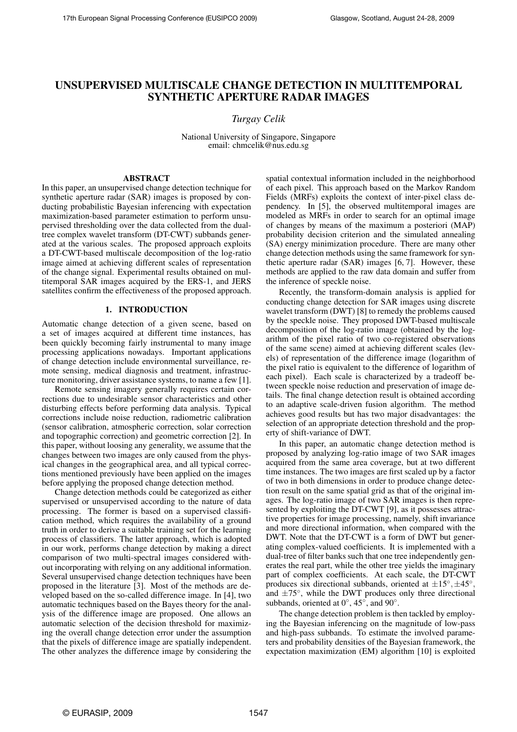# UNSUPERVISED MULTISCALE CHANGE DETECTION IN MULTITEMPORAL SYNTHETIC APERTURE RADAR IMAGES

*Turgay Celik*

National University of Singapore, Singapore
email: chmcelik@nus.edu.sg

## ABSTRACT

In this paper, an unsupervised change detection technique for synthetic aperture radar (SAR) images is proposed by conducting probabilistic Bayesian inferencing with expectation maximization-based parameter estimation to perform unsupervised thresholding over the data collected from the dual-tree complex wavelet transform (DT-CWT) subbands generated at the various scales. The proposed approach exploits a DT-CWT-based multiscale decomposition of the log-ratio image aimed at achieving different scales of representation of the change signal. Experimental results obtained on multitemporal SAR images acquired by the ERS-1, and JERS satellites confirm the effectiveness of the proposed approach.

## 1. INTRODUCTION

Automatic change detection of a given scene, based on a set of images acquired at different time instances, has been quickly becoming fairly instrumental to many image processing applications nowadays. Important applications of change detection include environmental surveillance, remote sensing, medical diagnosis and treatment, infrastructure monitoring, driver assistance systems, to name a few [1].

Remote sensing imagery generally requires certain corrections due to undesirable sensor characteristics and other disturbing effects before performing data analysis. Typical corrections include noise reduction, radiometric calibration (sensor calibration, atmospheric correction, solar correction and topographic correction) and geometric correction [2]. In this paper, without loosing any generality, we assume that the changes between two images are only caused from the physical changes in the geographical area, and all typical corrections mentioned previously have been applied on the images before applying the proposed change detection method.

Change detection methods could be categorized as either supervised or unsupervised according to the nature of data processing. The former is based on a supervised classification method, which requires the availability of a ground truth in order to derive a suitable training set for the learning process of classifiers. The latter approach, which is adopted in our work, performs change detection by making a direct comparison of two multi-spectral images considered without incorporating with relying on any additional information. Several unsupervised change detection techniques have been proposed in the literature [3]. Most of the methods are developed based on the so-called difference image. In [4], two automatic techniques based on the Bayes theory for the analysis of the difference image are proposed. One allows an automatic selection of the decision threshold for maximizing the overall change detection error under the assumption that the pixels of difference image are spatially independent. The other analyzes the difference image by considering the spatial contextual information included in the neighborhood of each pixel. This approach based on the Markov Random Fields (MRFs) exploits the context of inter-pixel class dependency. In [5], the observed multitemporal images are modeled as MRFs in order to search for an optimal image of changes by means of the maximum a posteriori (MAP) probability decision criterion and the simulated annealing (SA) energy minimization procedure. There are many other change detection methods using the same framework for synthetic aperture radar (SAR) images [6, 7]. However, these methods are applied to the raw data domain and suffer from the inference of speckle noise.

Recently, the transform-domain analysis is applied for conducting change detection for SAR images using discrete wavelet transform (DWT) [8] to remedy the problems caused by the speckle noise. They proposed DWT-based multiscale decomposition of the log-ratio image (obtained by the logarithm of the pixel ratio of two co-registered observations of the same scene) aimed at achieving different scales (levels) of representation of the difference image (logarithm of the pixel ratio is equivalent to the difference of logarithm of each pixel). Each scale is characterized by a tradeoff between speckle noise reduction and preservation of image details. The final change detection result is obtained according to an adaptive scale-driven fusion algorithm. The method achieves good results but has two major disadvantages: the selection of an appropriate detection threshold and the property of shift-variance of DWT.

In this paper, an automatic change detection method is proposed by analyzing log-ratio image of two SAR images acquired from the same area coverage, but at two different time instances. The two images are first scaled up by a factor of two in both dimensions in order to produce change detection result on the same spatial grid as that of the original images. The log-ratio image of two SAR images is then represented by exploiting the DT-CWT [9], as it possesses attractive properties for image processing, namely, shift invariance and more directional information, when compared with the DWT. Note that the DT-CWT is a form of DWT but generating complex-valued coefficients. It is implemented with a dual-tree of filter banks such that one tree independently generates the real part, while the other tree yields the imaginary part of complex coefficients. At each scale, the DT-CWT produces six directional subbands, oriented at $\pm 15^\circ, \pm 45^\circ$, and $\pm 75^\circ$, while the DWT produces only three directional subbands, oriented at $0^\circ$, $45^\circ$, and $90^\circ$.

The change detection problem is then tackled by employing the Bayesian inferencing on the magnitude of low-pass and high-pass subbands. To estimate the involved parameters and probability densities of the Bayesian framework, the expectation maximization (EM) algorithm [10] is exploited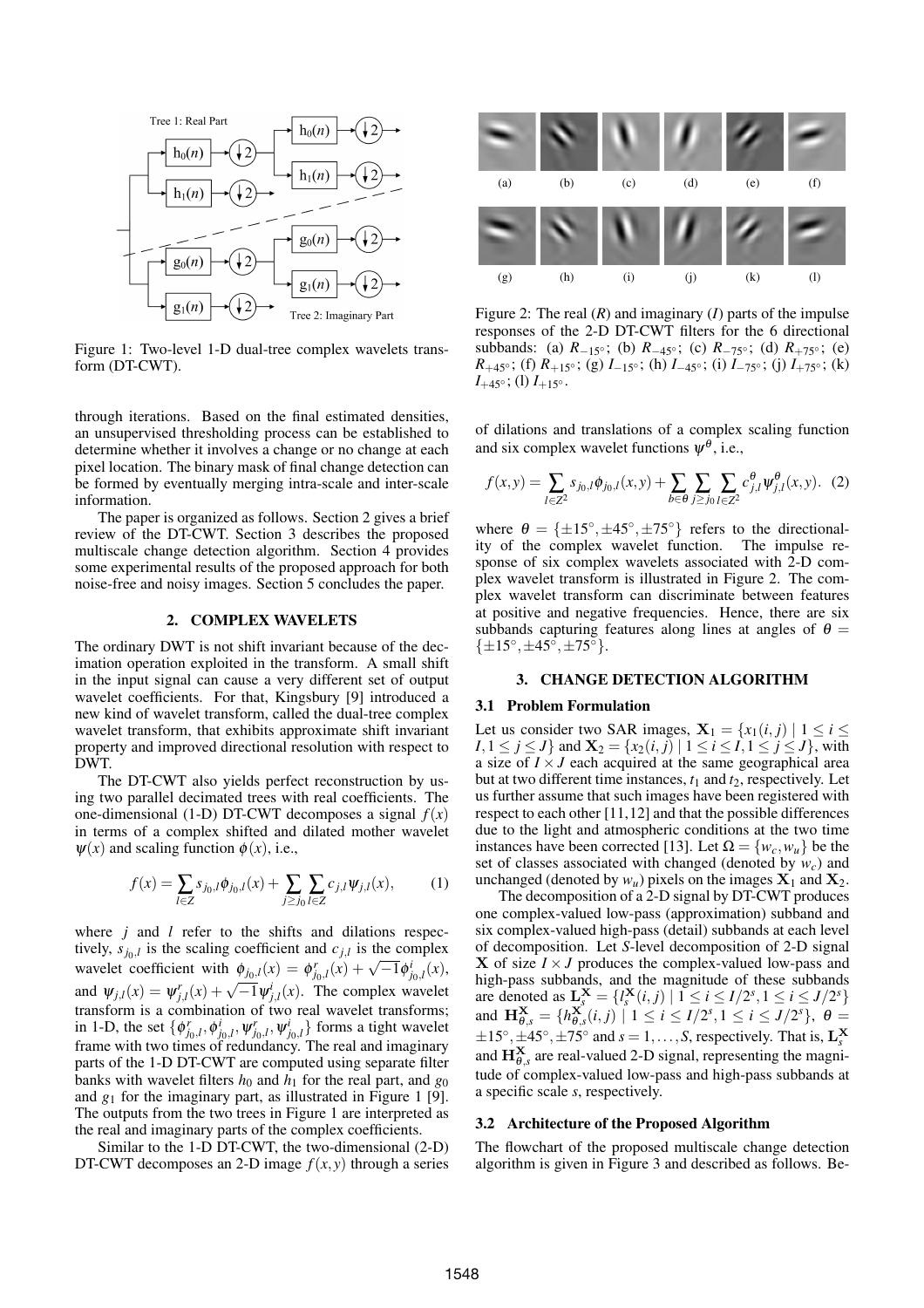Figure 1: Two-level 1-D dual-tree complex wavelets transform (DT-CWT).

Figure 2: The real ($R$) and imaginary ($I$) parts of the impulse responses of the 2-D DT-CWT filters for the 6 directional subbands: (a) $R_{-15^\circ}$; (b) $R_{-45^\circ}$; (c) $R_{-75^\circ}$; (d) $R_{+75^\circ}$; (e) $R_{+45^\circ}$; (f) $R_{+15^\circ}$; (g) $I_{-15^\circ}$; (h) $I_{-45^\circ}$; (i) $I_{-75^\circ}$; (j) $I_{+75^\circ}$; (k) $I_{+45^\circ}$; (l) $I_{+15^\circ}$.

through iterations. Based on the final estimated densities, an unsupervised thresholding process can be established to determine whether it involves a change or no change at each pixel location. The binary mask of final change detection can be formed by eventually merging intra-scale and inter-scale information.

The paper is organized as follows. Section 2 gives a brief review of the DT-CWT. Section 3 describes the proposed multiscale change detection algorithm. Section 4 provides some experimental results of the proposed approach for both noise-free and noisy images. Section 5 concludes the paper.

## 2. COMPLEX WAVELETS

The ordinary DWT is not shift invariant because of the decimation operation exploited in the transform. A small shift in the input signal can cause a very different set of output wavelet coefficients. For that, Kingsbury [9] introduced a new kind of wavelet transform, called the dual-tree complex wavelet transform, that exhibits approximate shift invariant property and improved directional resolution with respect to DWT.

The DT-CWT also yields perfect reconstruction by using two parallel decimated trees with real coefficients. The one-dimensional (1-D) DT-CWT decomposes a signal $f(x)$ in terms of a complex shifted and dilated mother wavelet $\psi(x)$ and scaling function $\phi(x)$, i.e.,

$$f(x) = \sum_{l \in Z} s_{j_0,l}\phi_{j_0,l}(x) + \sum_{j \geq j_0} \sum_{l \in Z} c_{j,l}\psi_{j,l}(x), \qquad (1)$$

where $j$ and $l$ refer to the shifts and dilations respectively, $s_{j_0,l}$ is the scaling coefficient and $c_{j,l}$ is the complex wavelet coefficient with $\phi_{j_0,l}(x) = \phi^r_{j_0,l}(x) + \sqrt{-1}\phi^i_{j_0,l}(x)$, and $\psi_{j,l}(x) = \psi^r_{j,l}(x) + \sqrt{-1}\psi^i_{j,l}(x)$. The complex wavelet transform is a combination of two real wavelet transforms; in 1-D, the set $\{\phi^r_{j_0,l}, \phi^i_{j_0,l}, \psi^r_{j_0,l}, \psi^i_{j_0,l}\}$ forms a tight wavelet frame with two times of redundancy. The real and imaginary parts of the 1-D DT-CWT are computed using separate filter banks with wavelet filters $h_0$ and $h_1$ for the real part, and $g_0$ and $g_1$ for the imaginary part, as illustrated in Figure 1 [9]. The outputs from the two trees in Figure 1 are interpreted as the real and imaginary parts of the complex coefficients.

Similar to the 1-D DT-CWT, the two-dimensional (2-D) DT-CWT decomposes an 2-D image $f(x,y)$ through a series of dilations and translations of a complex scaling function and six complex wavelet functions $\psi^\theta$, i.e.,

$$f(x,y) = \sum_{l \in Z^2} s_{j_0,l}\phi_{j_0,l}(x,y) + \sum_{b \in \theta} \sum_{j \geq j_0} \sum_{l \in Z^2} c^\theta_{j,l}\psi^\theta_{j,l}(x,y). \quad (2)$$

where $\theta = \{\pm 15^\circ, \pm 45^\circ, \pm 75^\circ\}$ refers to the directionality of the complex wavelet function. The impulse response of six complex wavelets associated with 2-D complex wavelet transform is illustrated in Figure 2. The complex wavelet transform can discriminate between features at positive and negative frequencies. Hence, there are six subbands capturing features along lines at angles of $\theta = \{\pm 15^\circ, \pm 45^\circ, \pm 75^\circ\}$.

## 3. CHANGE DETECTION ALGORITHM

### 3.1 Problem Formulation

Let us consider two SAR images, $\mathbf{X}_1 = \{x_1(i,j) \mid 1 \leq i \leq I, 1 \leq j \leq J\}$ and $\mathbf{X}_2 = \{x_2(i,j) \mid 1 \leq i \leq I, 1 \leq j \leq J\}$, with a size of $I \times J$ each acquired at the same geographical area but at two different time instances, $t_1$ and $t_2$, respectively. Let us further assume that such images have been registered with respect to each other [11,12] and that the possible differences due to the light and atmospheric conditions at the two time instances have been corrected [13]. Let $\Omega = \{w_c, w_u\}$ be the set of classes associated with changed (denoted by $w_c$) and unchanged (denoted by $w_u$) pixels on the images $\mathbf{X}_1$ and $\mathbf{X}_2$.

The decomposition of a 2-D signal by DT-CWT produces one complex-valued low-pass (approximation) subband and six complex-valued high-pass (detail) subbands at each level of decomposition. Let $S$-level decomposition of 2-D signal $\mathbf{X}$ of size $I \times J$ produces the complex-valued low-pass and high-pass subbands, and the magnitude of these subbands are denoted as $\mathbf{L}^{\mathbf{X}}_s = \{l^{\mathbf{X}}_s(i,j) \mid 1 \leq i \leq I/2^s, 1 \leq i \leq J/2^s\}$ and $\mathbf{H}^{\mathbf{X}}_{\theta,s} = \{h^{\mathbf{X}}_{\theta,s}(i,j) \mid 1 \leq i \leq I/2^s, 1 \leq i \leq J/2^s\}$, $\theta = \pm 15^\circ, \pm 45^\circ, \pm 75^\circ$ and $s = 1, \ldots, S$, respectively. That is, $\mathbf{L}^{\mathbf{X}}_s$ and $\mathbf{H}^{\mathbf{X}}_{\theta,s}$ are real-valued 2-D signal, representing the magnitude of complex-valued low-pass and high-pass subbands at a specific scale $s$, respectively.

### 3.2 Architecture of the Proposed Algorithm

The flowchart of the proposed multiscale change detection algorithm is given in Figure 3 and described as follows. Be-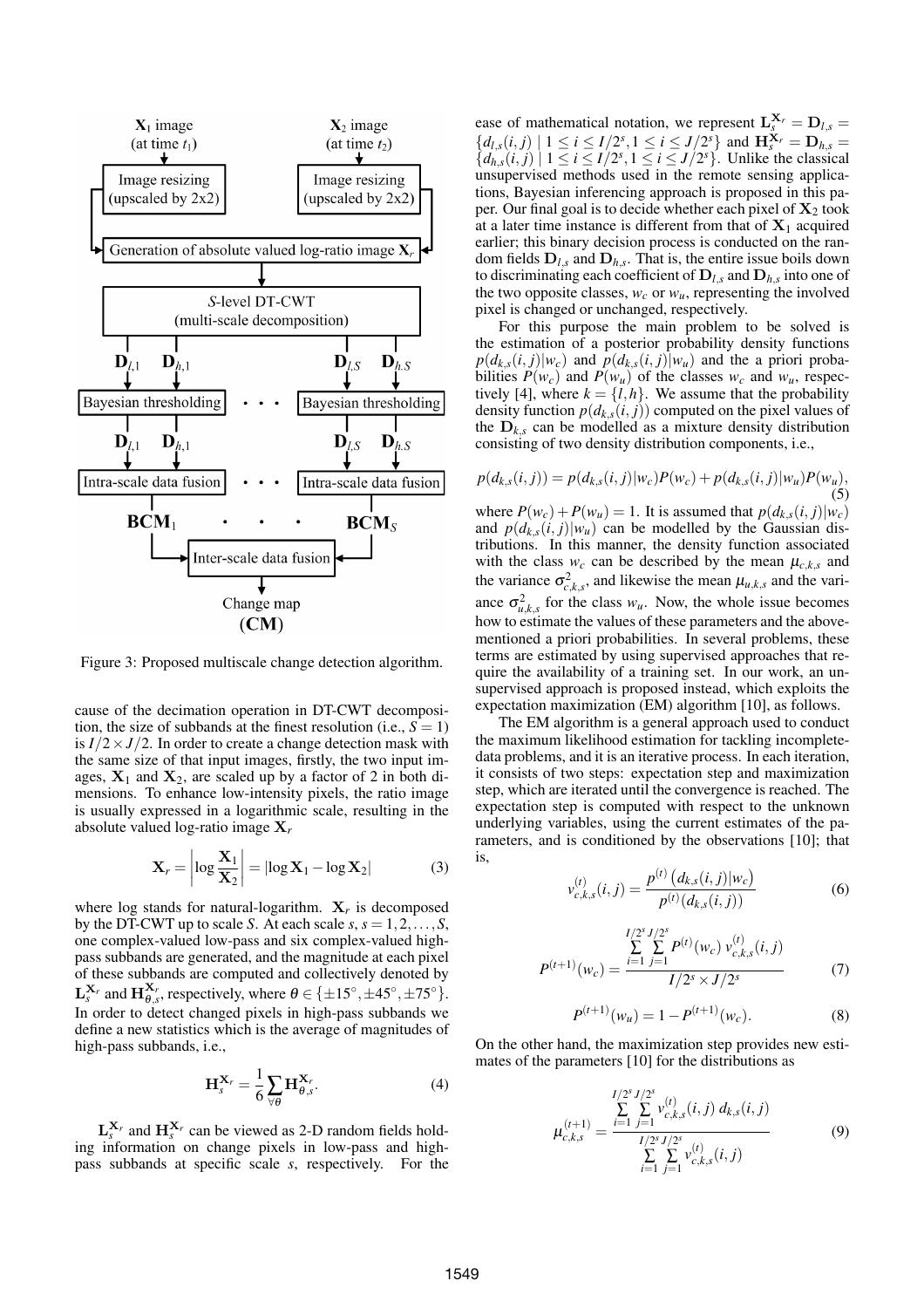Figure 3: Proposed multiscale change detection algorithm.

cause of the decimation operation in DT-CWT decomposition, the size of subbands at the finest resolution (i.e., $S = 1$) is $I/2 \times J/2$. In order to create a change detection mask with the same size of that input images, firstly, the two input images, $\mathbf{X}_1$ and $\mathbf{X}_2$, are scaled up by a factor of 2 in both dimensions. To enhance low-intensity pixels, the ratio image is usually expressed in a logarithmic scale, resulting in the absolute valued log-ratio image $\mathbf{X}_r$

$$\mathbf{X}_r = \left| \log \frac{\mathbf{X}_1}{\mathbf{X}_2} \right| = |\log \mathbf{X}_1 - \log \mathbf{X}_2| \tag{3}$$

where log stands for natural-logarithm. $\mathbf{X}_r$ is decomposed by the DT-CWT up to scale $S$. At each scale $s$, $s = 1, 2, \ldots, S$, one complex-valued low-pass and six complex-valued high-pass subbands are generated, and the magnitude at each pixel of these subbands are computed and collectively denoted by $\mathbf{L}_s^{\mathbf{X}_r}$ and $\mathbf{H}_{\theta,s}^{\mathbf{X}_r}$, respectively, where $\theta \in \{\pm 15^\circ, \pm 45^\circ, \pm 75^\circ\}$. In order to detect changed pixels in high-pass subbands we define a new statistics which is the average of magnitudes of high-pass subbands, i.e.,

$$\mathbf{H}_s^{\mathbf{X}_r} = \frac{1}{6} \sum_{\forall \theta} \mathbf{H}_{\theta,s}^{\mathbf{X}_r}. \tag{4}$$

$\mathbf{L}_s^{\mathbf{X}_r}$ and $\mathbf{H}_s^{\mathbf{X}_r}$ can be viewed as 2-D random fields holding information on change pixels in low-pass and high-pass subbands at specific scale $s$, respectively. For the ease of mathematical notation, we represent $\mathbf{L}_s^{\mathbf{X}_r} = \mathbf{D}_{l,s} = \{d_{l,s}(i,j) \mid 1 \le i \le I/2^s, 1 \le i \le J/2^s\}$ and $\mathbf{H}_s^{\mathbf{X}_r} = \mathbf{D}_{h,s} = \{d_{h,s}(i,j) \mid 1 \le i \le I/2^s, 1 \le i \le J/2^s\}$. Unlike the classical unsupervised methods used in the remote sensing applications, Bayesian inferencing approach is proposed in this paper. Our final goal is to decide whether each pixel of $\mathbf{X}_2$ took at a later time instance is different from that of $\mathbf{X}_1$ acquired earlier; this binary decision process is conducted on the random fields $\mathbf{D}_{l,s}$ and $\mathbf{D}_{h,s}$. That is, the entire issue boils down to discriminating each coefficient of $\mathbf{D}_{l,s}$ and $\mathbf{D}_{h,s}$ into one of the two opposite classes, $w_c$ or $w_u$, representing the involved pixel is changed or unchanged, respectively.

For this purpose the main problem to be solved is the estimation of a posterior probability density functions $p(d_{k,s}(i,j)|w_c)$ and $p(d_{k,s}(i,j)|w_u)$ and the a priori probabilities $P(w_c)$ and $P(w_u)$ of the classes $w_c$ and $w_u$, respectively [4], where $k = \{l, h\}$. We assume that the probability density function $p(d_{k,s}(i,j))$ computed on the pixel values of the $\mathbf{D}_{k,s}$ can be modelled as a mixture density distribution consisting of two density distribution components, i.e.,

$$p(d_{k,s}(i,j)) = p(d_{k,s}(i,j)|w_c)P(w_c) + p(d_{k,s}(i,j)|w_u)P(w_u), \tag{5}$$

where $P(w_c) + P(w_u) = 1$. It is assumed that $p(d_{k,s}(i,j)|w_c)$ and $p(d_{k,s}(i,j)|w_u)$ can be modelled by the Gaussian distributions. In this manner, the density function associated with the class $w_c$ can be described by the mean $\mu_{c,k,s}$ and the variance $\sigma^2_{c,k,s}$, and likewise the mean $\mu_{u,k,s}$ and the variance $\sigma^2_{u,k,s}$ for the class $w_u$. Now, the whole issue becomes how to estimate the values of these parameters and the above-mentioned a priori probabilities. In several problems, these terms are estimated by using supervised approaches that require the availability of a training set. In our work, an unsupervised approach is proposed instead, which exploits the expectation maximization (EM) algorithm [10], as follows.

The EM algorithm is a general approach used to conduct the maximum likelihood estimation for tackling incomplete-data problems, and it is an iterative process. In each iteration, it consists of two steps: expectation step and maximization step, which are iterated until the convergence is reached. The expectation step is computed with respect to the unknown underlying variables, using the current estimates of the parameters, and is conditioned by the observations [10]; that is,

$$v_{c,k,s}^{(t)}(i,j) = \frac{p^{(t)}\left(d_{k,s}(i,j)|w_c\right)}{p^{(t)}(d_{k,s}(i,j))} \tag{6}$$

$$P^{(t+1)}(w_c) = \frac{\sum_{i=1}^{I/2^s} \sum_{j=1}^{J/2^s} P^{(t)}(w_c)\, v_{c,k,s}^{(t)}(i,j)}{I/2^s \times J/2^s} \tag{7}$$

$$P^{(t+1)}(w_u) = 1 - P^{(t+1)}(w_c). \tag{8}$$

On the other hand, the maximization step provides new estimates of the parameters [10] for the distributions as

$$\mu_{c,k,s}^{(t+1)} = \frac{\sum_{i=1}^{I/2^s} \sum_{j=1}^{J/2^s} v_{c,k,s}^{(t)}(i,j)\, d_{k,s}(i,j)}{\sum_{i=1}^{I/2^s} \sum_{j=1}^{J/2^s} v_{c,k,s}^{(t)}(i,j)} \tag{9}$$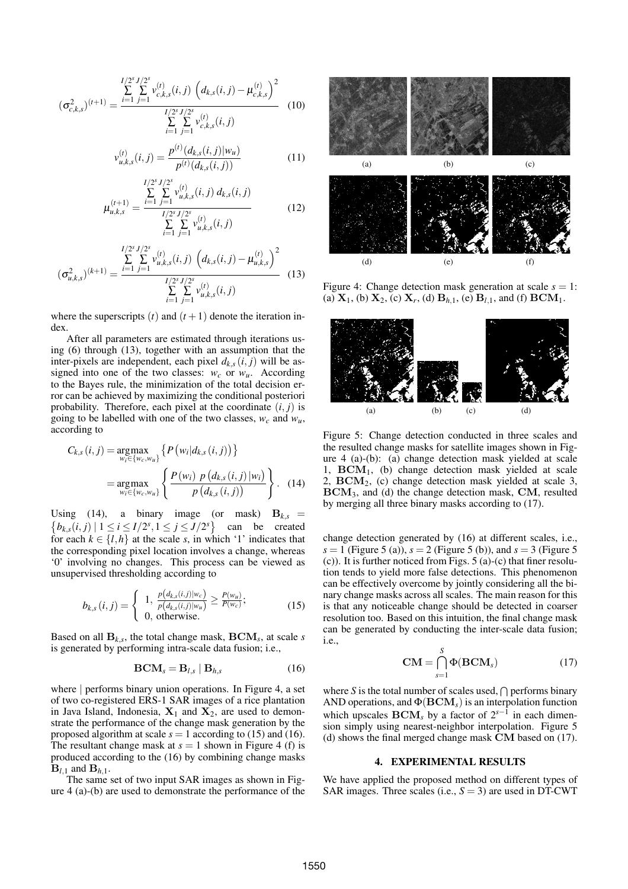$$(\sigma^2_{c,k,s})^{(t+1)} = \frac{\sum_{i=1}^{I/2^s}\sum_{j=1}^{J/2^s} v^{(t)}_{c,k,s}(i,j)\,\left(d_{k,s}(i,j) - \mu^{(t)}_{c,k,s}\right)^2}{\sum_{i=1}^{I/2^s}\sum_{j=1}^{J/2^s} v^{(t)}_{c,k,s}(i,j)} \quad (10)$$

$$v^{(t)}_{u,k,s}(i,j) = \frac{p^{(t)}(d_{k,s}(i,j)|w_u)}{p^{(t)}(d_{k,s}(i,j))} \quad (11)$$

$$\mu^{(t+1)}_{u,k,s} = \frac{\sum_{i=1}^{I/2^s}\sum_{j=1}^{J/2^s} v^{(t)}_{u,k,s}(i,j)\, d_{k,s}(i,j)}{\sum_{i=1}^{I/2^s}\sum_{j=1}^{J/2^s} v^{(t)}_{u,k,s}(i,j)} \quad (12)$$

$$(\sigma^2_{u,k,s})^{(k+1)} = \frac{\sum_{i=1}^{I/2^s}\sum_{j=1}^{J/2^s} v^{(t)}_{u,k,s}(i,j)\,\left(d_{k,s}(i,j) - \mu^{(t)}_{u,k,s}\right)^2}{\sum_{i=1}^{I/2^s}\sum_{j=1}^{J/2^s} v^{(t)}_{u,k,s}(i,j)} \quad (13)$$

where the superscripts $(t)$ and $(t+1)$ denote the iteration index.

After all parameters are estimated through iterations using (6) through (13), together with an assumption that the inter-pixels are independent, each pixel $d_{k,s}(i,j)$ will be assigned into one of the two classes: $w_c$ or $w_u$. According to the Bayes rule, the minimization of the total decision error can be achieved by maximizing the conditional posteriori probability. Therefore, each pixel at the coordinate $(i,j)$ is going to be labelled with one of the two classes, $w_c$ and $w_u$, according to

$$\begin{aligned} C_{k,s}(i,j) &= \underset{w_i \in \{w_c, w_u\}}{\operatorname{argmax}} \left\{ P\left(w_i | d_{k,s}(i,j)\right) \right\} \\ &= \underset{w_i \in \{w_c, w_u\}}{\operatorname{argmax}} \left\{ \frac{P(w_i)\; p\left(d_{k,s}(i,j)|w_i\right)}{p\left(d_{k,s}(i,j)\right)} \right\}. \quad (14) \end{aligned}$$

Using (14), a binary image (or mask) $\mathbf{B}_{k,s} = \left\{ b_{k,s}(i,j) \mid 1 \le i \le I/2^s, 1 \le j \le J/2^s \right\}$ can be created for each $k \in \{l,h\}$ at the scale $s$, in which '1' indicates that the corresponding pixel location involves a change, whereas '0' involving no changes. This process can be viewed as unsupervised thresholding according to

$$b_{k,s}(i,j) = \begin{cases} 1, & \frac{p\left(d_{k,s}(i,j)|w_c\right)}{p\left(d_{k,s}(i,j)|w_u\right)} \ge \frac{P(w_u)}{P(w_c)}; \\ 0, & \text{otherwise.} \end{cases} \quad (15)$$

Based on all $\mathbf{B}_{k,s}$, the total change mask, $\mathbf{BCM}_s$, at scale $s$ is generated by performing intra-scale data fusion; i.e.,

$$\mathbf{BCM}_s = \mathbf{B}_{l,s} \mid \mathbf{B}_{h,s} \quad (16)$$

where $|$ performs binary union operations. In Figure 4, a set of two co-registered ERS-1 SAR images of a rice plantation in Java Island, Indonesia, $\mathbf{X}_1$ and $\mathbf{X}_2$, are used to demonstrate the performance of the change mask generation by the proposed algorithm at scale $s = 1$ according to (15) and (16). The resultant change mask at $s = 1$ shown in Figure 4 (f) is produced according to the (16) by combining change masks $\mathbf{B}_{l,1}$ and $\mathbf{B}_{h,1}$.

The same set of two input SAR images as shown in Figure 4 (a)-(b) are used to demonstrate the performance of the change detection generated by (16) at different scales, i.e., $s = 1$ (Figure 5 (a)), $s = 2$ (Figure 5 (b)), and $s = 3$ (Figure 5 (c)). It is further noticed from Figs. 5 (a)-(c) that finer resolution tends to yield more false detections. This phenomenon can be effectively overcome by jointly considering all the binary change masks across all scales. The main reason for this is that any noticeable change should be detected in coarser resolution too. Based on this intuition, the final change mask can be generated by conducting the inter-scale data fusion; i.e.,

$$\mathbf{CM} = \bigcap_{s=1}^{S} \Phi(\mathbf{BCM}_s) \quad (17)$$

where $S$ is the total number of scales used, $\bigcap$ performs binary AND operations, and $\Phi(\mathbf{BCM}_s)$ is an interpolation function which upscales $\mathbf{BCM}_s$ by a factor of $2^{s-1}$ in each dimension simply using nearest-neighbor interpolation. Figure 5 (d) shows the final merged change mask $\mathbf{CM}$ based on (17).

Figure 4: Change detection mask generation at scale $s = 1$: (a) $\mathbf{X}_1$, (b) $\mathbf{X}_2$, (c) $\mathbf{X}_r$, (d) $\mathbf{B}_{h,1}$, (e) $\mathbf{B}_{l,1}$, and (f) $\mathbf{BCM}_1$.

Figure 5: Change detection conducted in three scales and the resulted change masks for satellite images shown in Figure 4 (a)-(b): (a) change detection mask yielded at scale 1, $\mathbf{BCM}_1$, (b) change detection mask yielded at scale 2, $\mathbf{BCM}_2$, (c) change detection mask yielded at scale 3, $\mathbf{BCM}_3$, and (d) the change detection mask, $\mathbf{CM}$, resulted by merging all three binary masks according to (17).

## 4. EXPERIMENTAL RESULTS

We have applied the proposed method on different types of SAR images. Three scales (i.e., $S = 3$) are used in DT-CWT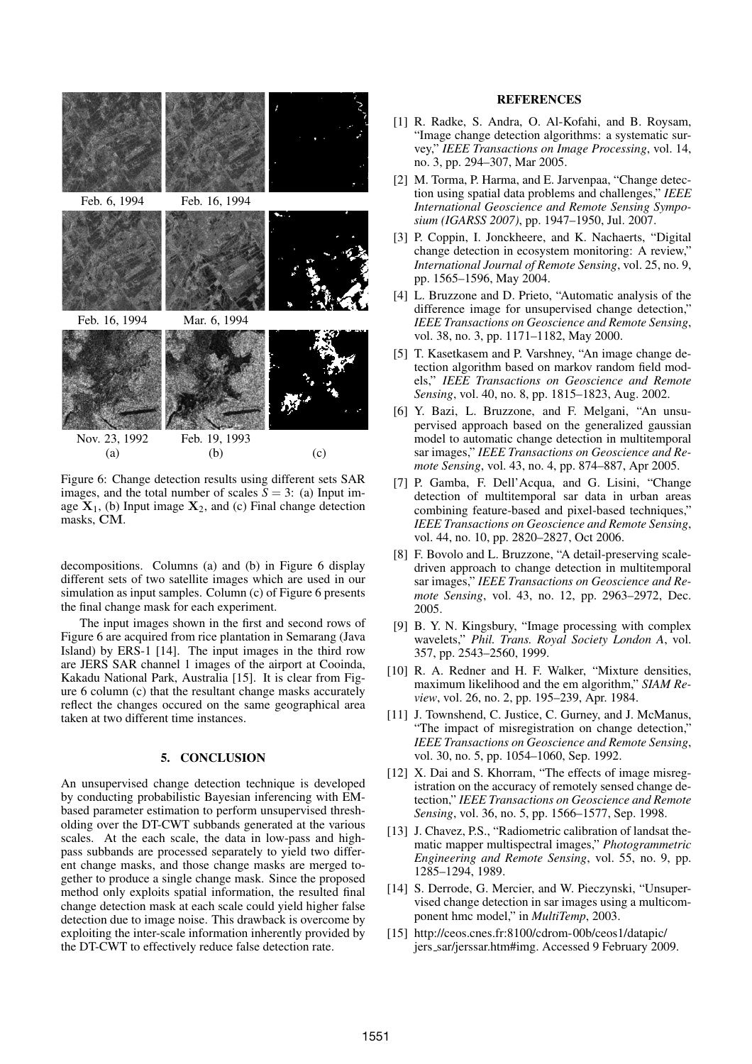Feb. 6, 1994

Feb. 16, 1994

Feb. 16, 1994

Mar. 6, 1994

Nov. 23, 1992

Feb. 19, 1993

(a)

(b)

(c)

Figure 6: Change detection results using different sets SAR images, and the total number of scales $S = 3$: (a) Input image $\mathbf{X}_1$, (b) Input image $\mathbf{X}_2$, and (c) Final change detection masks, $\mathbf{CM}$.

decompositions. Columns (a) and (b) in Figure 6 display different sets of two satellite images which are used in our simulation as input samples. Column (c) of Figure 6 presents the final change mask for each experiment.

The input images shown in the first and second rows of Figure 6 are acquired from rice plantation in Semarang (Java Island) by ERS-1 [14]. The input images in the third row are JERS SAR channel 1 images of the airport at Cooinda, Kakadu National Park, Australia [15]. It is clear from Figure 6 column (c) that the resultant change masks accurately reflect the changes occured on the same geographical area taken at two different time instances.

## 5. CONCLUSION

An unsupervised change detection technique is developed by conducting probabilistic Bayesian inferencing with EM-based parameter estimation to perform unsupervised thresholding over the DT-CWT subbands generated at the various scales. At the each scale, the data in low-pass and high-pass subbands are processed separately to yield two different change masks, and those change masks are merged together to produce a single change mask. Since the proposed method only exploits spatial information, the resulted final change detection mask at each scale could yield higher false detection due to image noise. This drawback is overcome by exploiting the inter-scale information inherently provided by the DT-CWT to effectively reduce false detection rate.

## REFERENCES

[1] R. Radke, S. Andra, O. Al-Kofahi, and B. Roysam, "Image change detection algorithms: a systematic survey," *IEEE Transactions on Image Processing*, vol. 14, no. 3, pp. 294–307, Mar 2005.

[2] M. Torma, P. Harma, and E. Jarvenpaa, "Change detection using spatial data problems and challenges," *IEEE International Geoscience and Remote Sensing Symposium (IGARSS 2007)*, pp. 1947–1950, Jul. 2007.

[3] P. Coppin, I. Jonckheere, and K. Nachaerts, "Digital change detection in ecosystem monitoring: A review," *International Journal of Remote Sensing*, vol. 25, no. 9, pp. 1565–1596, May 2004.

[4] L. Bruzzone and D. Prieto, "Automatic analysis of the difference image for unsupervised change detection," *IEEE Transactions on Geoscience and Remote Sensing*, vol. 38, no. 3, pp. 1171–1182, May 2000.

[5] T. Kasetkasem and P. Varshney, "An image change detection algorithm based on markov random field models," *IEEE Transactions on Geoscience and Remote Sensing*, vol. 40, no. 8, pp. 1815–1823, Aug. 2002.

[6] Y. Bazi, L. Bruzzone, and F. Melgani, "An unsupervised approach based on the generalized gaussian model to automatic change detection in multitemporal sar images," *IEEE Transactions on Geoscience and Remote Sensing*, vol. 43, no. 4, pp. 874–887, Apr 2005.

[7] P. Gamba, F. Dell'Acqua, and G. Lisini, "Change detection of multitemporal sar data in urban areas combining feature-based and pixel-based techniques," *IEEE Transactions on Geoscience and Remote Sensing*, vol. 44, no. 10, pp. 2820–2827, Oct 2006.

[8] F. Bovolo and L. Bruzzone, "A detail-preserving scale-driven approach to change detection in multitemporal sar images," *IEEE Transactions on Geoscience and Remote Sensing*, vol. 43, no. 12, pp. 2963–2972, Dec. 2005.

[9] B. Y. N. Kingsbury, "Image processing with complex wavelets," *Phil. Trans. Royal Society London A*, vol. 357, pp. 2543–2560, 1999.

[10] R. A. Redner and H. F. Walker, "Mixture densities, maximum likelihood and the em algorithm," *SIAM Review*, vol. 26, no. 2, pp. 195–239, Apr. 1984.

[11] J. Townshend, C. Justice, C. Gurney, and J. McManus, "The impact of misregistration on change detection," *IEEE Transactions on Geoscience and Remote Sensing*, vol. 30, no. 5, pp. 1054–1060, Sep. 1992.

[12] X. Dai and S. Khorram, "The effects of image misregistration on the accuracy of remotely sensed change detection," *IEEE Transactions on Geoscience and Remote Sensing*, vol. 36, no. 5, pp. 1566–1577, Sep. 1998.

[13] J. Chavez, P.S., "Radiometric calibration of landsat thematic mapper multispectral images," *Photogrammetric Engineering and Remote Sensing*, vol. 55, no. 9, pp. 1285–1294, 1989.

[14] S. Derrode, G. Mercier, and W. Pieczynski, "Unsupervised change detection in sar images using a multicomponent hmc model," in *MultiTemp*, 2003.

[15] http://ceos.cnes.fr:8100/cdrom-00b/ceos1/datapic/jers_sar/jerssar.htm#img. Accessed 9 February 2009.